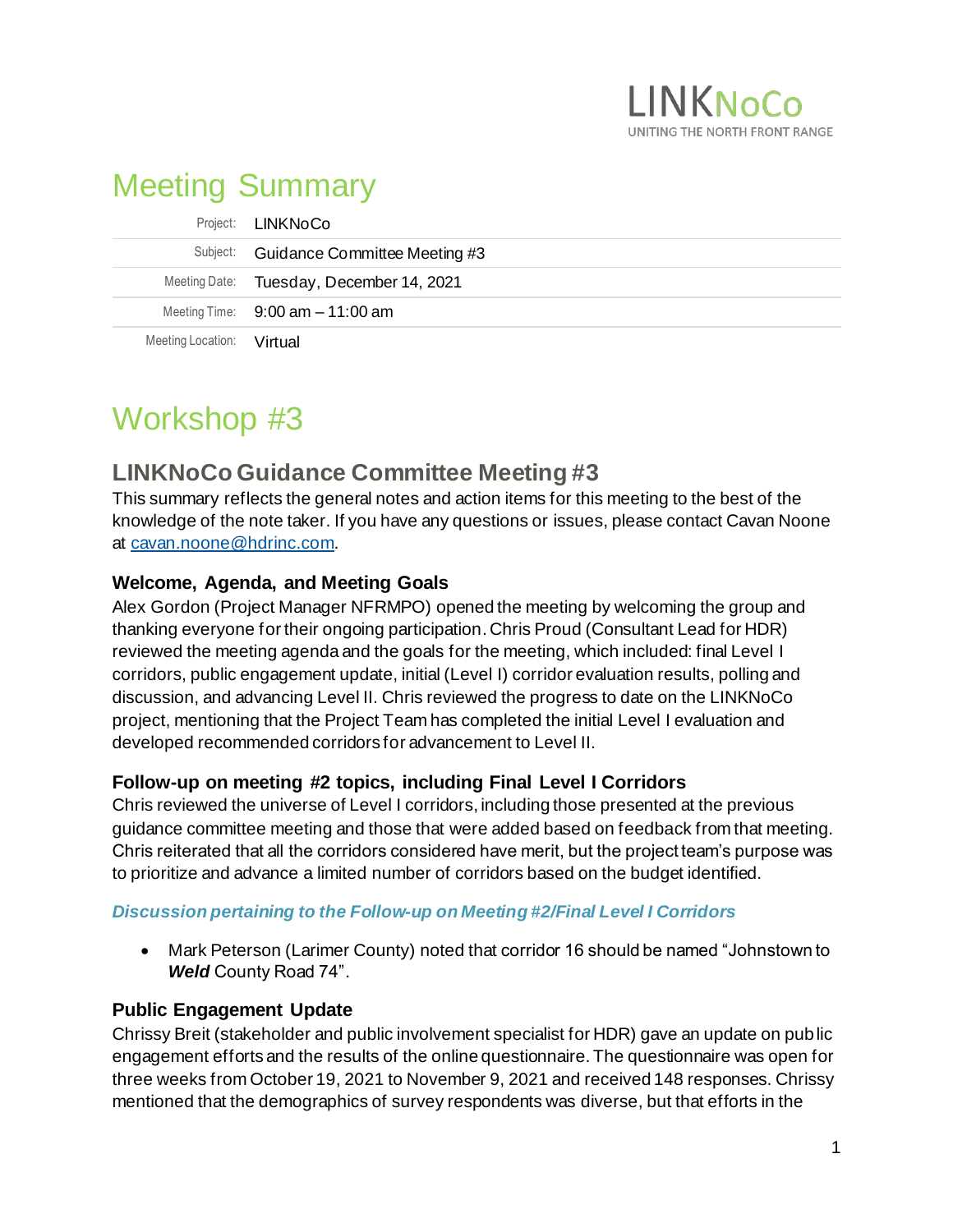LINKNoCo
UNITING THE NORTH FRONT RANGE

# Meeting Summary

| | |
|---|---|
| Project: | LINKNoCo |
| Subject: | Guidance Committee Meeting #3 |
| Meeting Date: | Tuesday, December 14, 2021 |
| Meeting Time: | 9:00 am – 11:00 am |
| Meeting Location: | Virtual |

# Workshop #3

## LINKNoCo Guidance Committee Meeting #3

This summary reflects the general notes and action items for this meeting to the best of the knowledge of the note taker. If you have any questions or issues, please contact Cavan Noone at cavan.noone@hdrinc.com.

### Welcome, Agenda, and Meeting Goals

Alex Gordon (Project Manager NFRMPO) opened the meeting by welcoming the group and thanking everyone for their ongoing participation. Chris Proud (Consultant Lead for HDR) reviewed the meeting agenda and the goals for the meeting, which included: final Level I corridors, public engagement update, initial (Level I) corridor evaluation results, polling and discussion, and advancing Level II. Chris reviewed the progress to date on the LINKNoCo project, mentioning that the Project Team has completed the initial Level I evaluation and developed recommended corridors for advancement to Level II.

### Follow-up on meeting #2 topics, including Final Level I Corridors

Chris reviewed the universe of Level I corridors, including those presented at the previous guidance committee meeting and those that were added based on feedback from that meeting. Chris reiterated that all the corridors considered have merit, but the project team's purpose was to prioritize and advance a limited number of corridors based on the budget identified.

***Discussion pertaining to the Follow-up on Meeting #2/Final Level I Corridors***

- Mark Peterson (Larimer County) noted that corridor 16 should be named "Johnstown to ***Weld*** County Road 74".

### Public Engagement Update

Chrissy Breit (stakeholder and public involvement specialist for HDR) gave an update on public engagement efforts and the results of the online questionnaire. The questionnaire was open for three weeks from October 19, 2021 to November 9, 2021 and received 148 responses. Chrissy mentioned that the demographics of survey respondents was diverse, but that efforts in the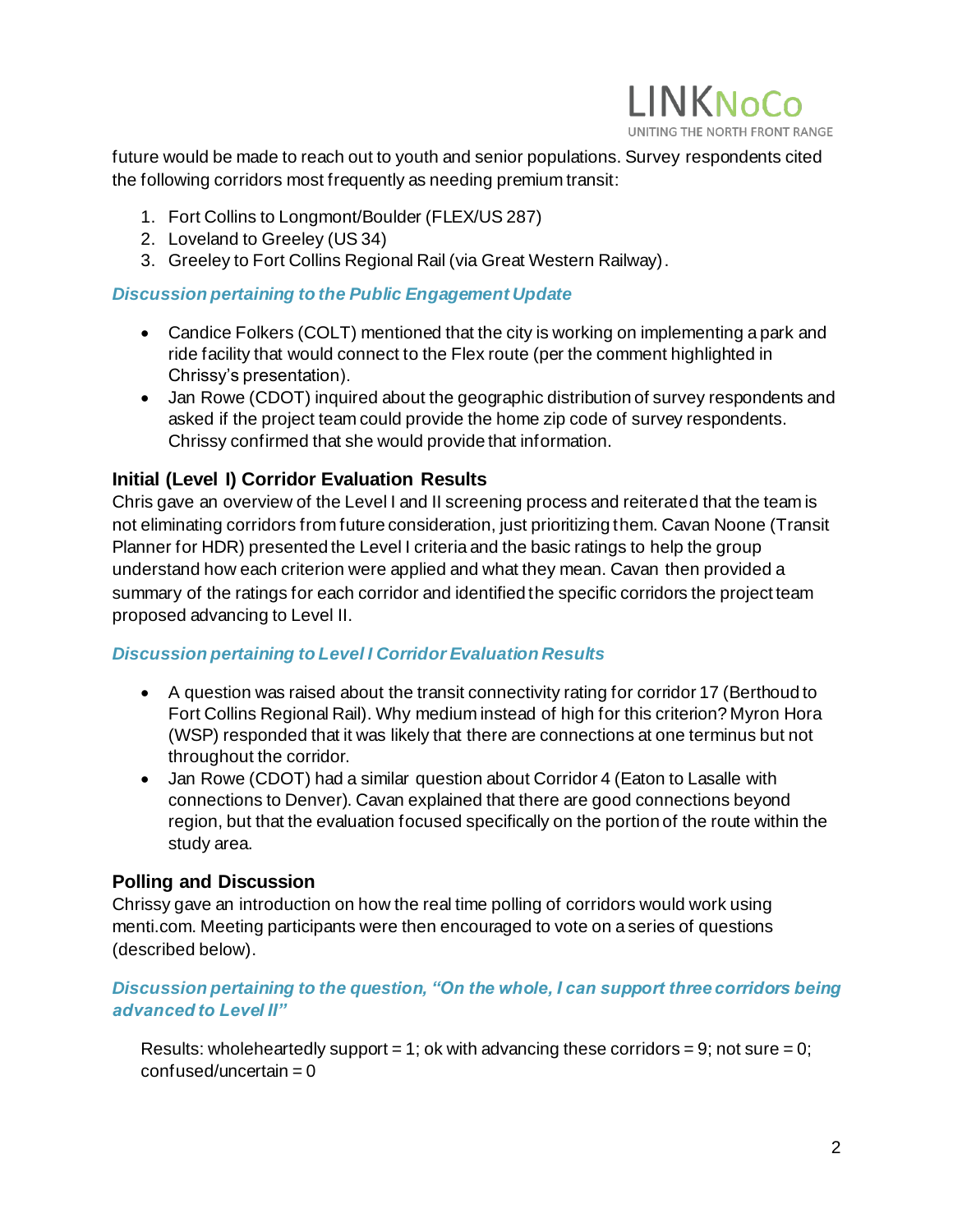future would be made to reach out to youth and senior populations. Survey respondents cited the following corridors most frequently as needing premium transit:

1. Fort Collins to Longmont/Boulder (FLEX/US 287)
2. Loveland to Greeley (US 34)
3. Greeley to Fort Collins Regional Rail (via Great Western Railway).

### *Discussion pertaining to the Public Engagement Update*

- Candice Folkers (COLT) mentioned that the city is working on implementing a park and ride facility that would connect to the Flex route (per the comment highlighted in Chrissy's presentation).
- Jan Rowe (CDOT) inquired about the geographic distribution of survey respondents and asked if the project team could provide the home zip code of survey respondents. Chrissy confirmed that she would provide that information.

## Initial (Level I) Corridor Evaluation Results

Chris gave an overview of the Level I and II screening process and reiterated that the team is not eliminating corridors from future consideration, just prioritizing them. Cavan Noone (Transit Planner for HDR) presented the Level I criteria and the basic ratings to help the group understand how each criterion were applied and what they mean. Cavan then provided a summary of the ratings for each corridor and identified the specific corridors the project team proposed advancing to Level II.

### *Discussion pertaining to Level I Corridor Evaluation Results*

- A question was raised about the transit connectivity rating for corridor 17 (Berthoud to Fort Collins Regional Rail). Why medium instead of high for this criterion? Myron Hora (WSP) responded that it was likely that there are connections at one terminus but not throughout the corridor.
- Jan Rowe (CDOT) had a similar question about Corridor 4 (Eaton to Lasalle with connections to Denver). Cavan explained that there are good connections beyond region, but that the evaluation focused specifically on the portion of the route within the study area.

## Polling and Discussion

Chrissy gave an introduction on how the real time polling of corridors would work using menti.com. Meeting participants were then encouraged to vote on a series of questions (described below).

### *Discussion pertaining to the question, "On the whole, I can support three corridors being advanced to Level II"*

Results: wholeheartedly support = 1; ok with advancing these corridors = 9; not sure = 0; confused/uncertain = 0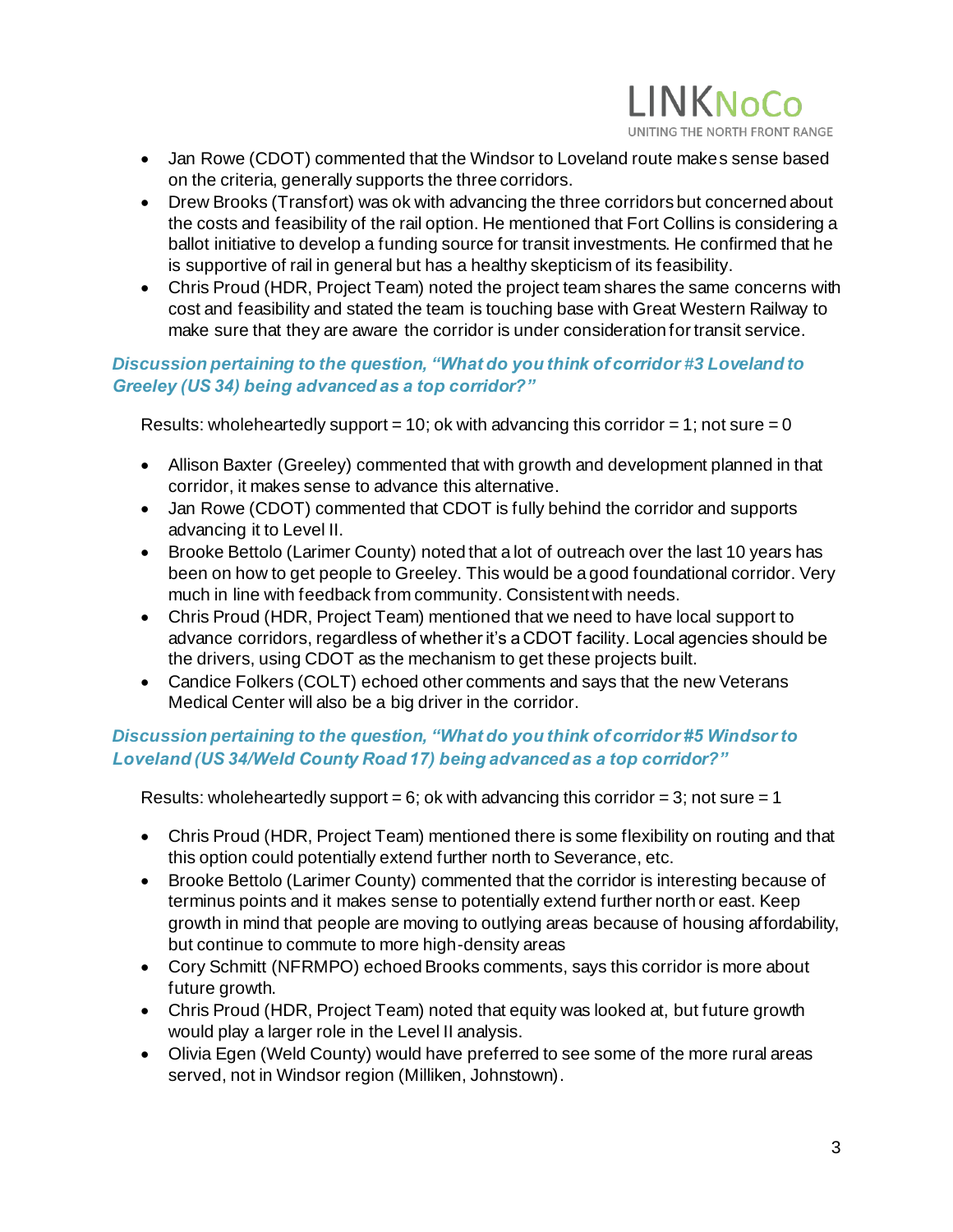- Jan Rowe (CDOT) commented that the Windsor to Loveland route makes sense based on the criteria, generally supports the three corridors.
- Drew Brooks (Transfort) was ok with advancing the three corridors but concerned about the costs and feasibility of the rail option. He mentioned that Fort Collins is considering a ballot initiative to develop a funding source for transit investments. He confirmed that he is supportive of rail in general but has a healthy skepticism of its feasibility.
- Chris Proud (HDR, Project Team) noted the project team shares the same concerns with cost and feasibility and stated the team is touching base with Great Western Railway to make sure that they are aware the corridor is under consideration for transit service.

### *Discussion pertaining to the question, "What do you think of corridor #3 Loveland to Greeley (US 34) being advanced as a top corridor?"*

Results: wholeheartedly support = 10; ok with advancing this corridor = 1; not sure = 0

- Allison Baxter (Greeley) commented that with growth and development planned in that corridor, it makes sense to advance this alternative.
- Jan Rowe (CDOT) commented that CDOT is fully behind the corridor and supports advancing it to Level II.
- Brooke Bettolo (Larimer County) noted that a lot of outreach over the last 10 years has been on how to get people to Greeley. This would be a good foundational corridor. Very much in line with feedback from community. Consistent with needs.
- Chris Proud (HDR, Project Team) mentioned that we need to have local support to advance corridors, regardless of whether it's a CDOT facility. Local agencies should be the drivers, using CDOT as the mechanism to get these projects built.
- Candice Folkers (COLT) echoed other comments and says that the new Veterans Medical Center will also be a big driver in the corridor.

### *Discussion pertaining to the question, "What do you think of corridor #5 Windsor to Loveland (US 34/Weld County Road 17) being advanced as a top corridor?"*

Results: wholeheartedly support = 6; ok with advancing this corridor = 3; not sure = 1

- Chris Proud (HDR, Project Team) mentioned there is some flexibility on routing and that this option could potentially extend further north to Severance, etc.
- Brooke Bettolo (Larimer County) commented that the corridor is interesting because of terminus points and it makes sense to potentially extend further north or east. Keep growth in mind that people are moving to outlying areas because of housing affordability, but continue to commute to more high-density areas
- Cory Schmitt (NFRMPO) echoed Brooks comments, says this corridor is more about future growth.
- Chris Proud (HDR, Project Team) noted that equity was looked at, but future growth would play a larger role in the Level II analysis.
- Olivia Egen (Weld County) would have preferred to see some of the more rural areas served, not in Windsor region (Milliken, Johnstown).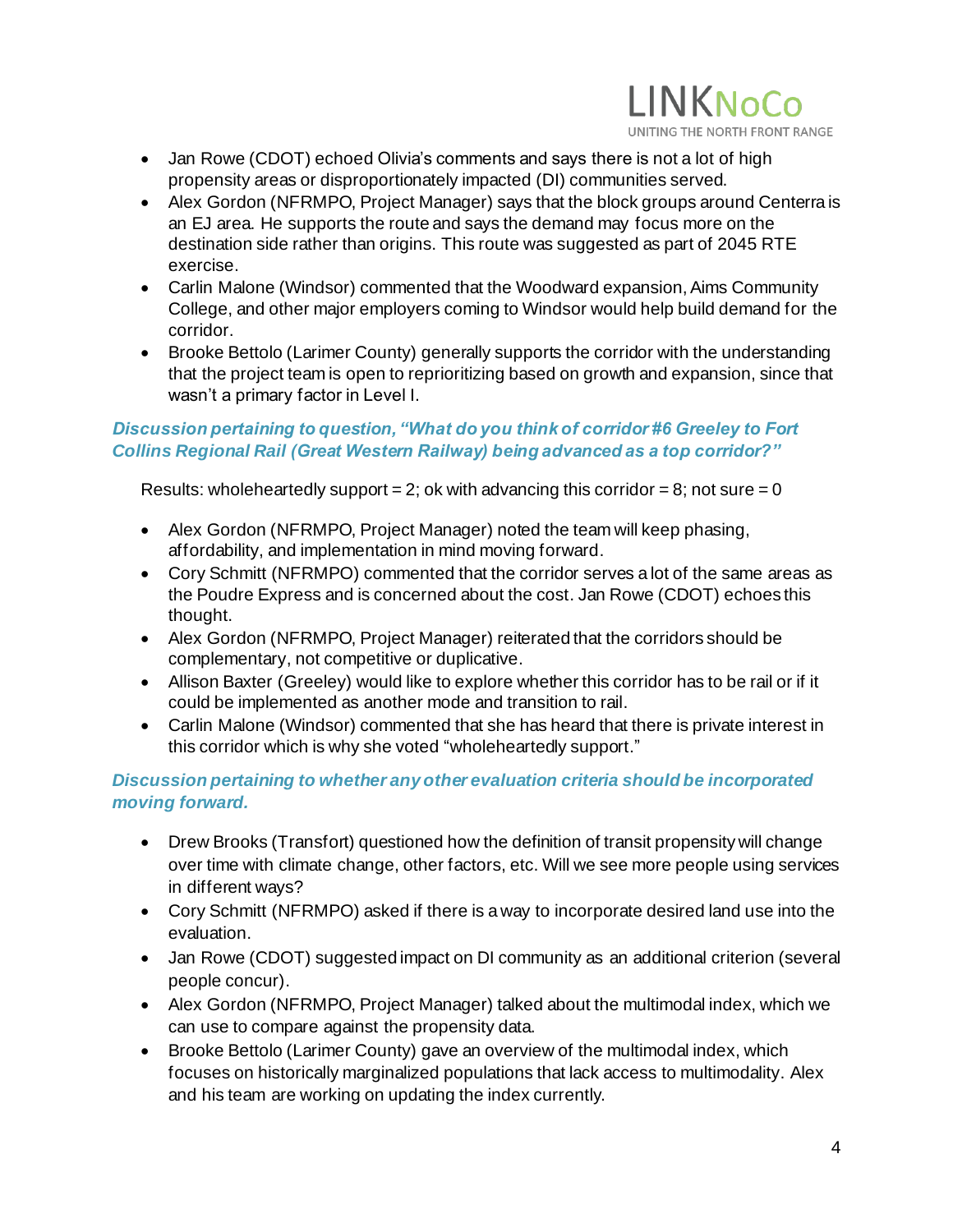- Jan Rowe (CDOT) echoed Olivia's comments and says there is not a lot of high propensity areas or disproportionately impacted (DI) communities served.
- Alex Gordon (NFRMPO, Project Manager) says that the block groups around Centerra is an EJ area. He supports the route and says the demand may focus more on the destination side rather than origins. This route was suggested as part of 2045 RTE exercise.
- Carlin Malone (Windsor) commented that the Woodward expansion, Aims Community College, and other major employers coming to Windsor would help build demand for the corridor.
- Brooke Bettolo (Larimer County) generally supports the corridor with the understanding that the project team is open to reprioritizing based on growth and expansion, since that wasn't a primary factor in Level I.

***Discussion pertaining to question, "What do you think of corridor #6 Greeley to Fort Collins Regional Rail (Great Western Railway) being advanced as a top corridor?"***

Results: wholeheartedly support = 2; ok with advancing this corridor = 8; not sure = 0

- Alex Gordon (NFRMPO, Project Manager) noted the team will keep phasing, affordability, and implementation in mind moving forward.
- Cory Schmitt (NFRMPO) commented that the corridor serves a lot of the same areas as the Poudre Express and is concerned about the cost. Jan Rowe (CDOT) echoes this thought.
- Alex Gordon (NFRMPO, Project Manager) reiterated that the corridors should be complementary, not competitive or duplicative.
- Allison Baxter (Greeley) would like to explore whether this corridor has to be rail or if it could be implemented as another mode and transition to rail.
- Carlin Malone (Windsor) commented that she has heard that there is private interest in this corridor which is why she voted "wholeheartedly support."

***Discussion pertaining to whether any other evaluation criteria should be incorporated moving forward.***

- Drew Brooks (Transfort) questioned how the definition of transit propensity will change over time with climate change, other factors, etc. Will we see more people using services in different ways?
- Cory Schmitt (NFRMPO) asked if there is a way to incorporate desired land use into the evaluation.
- Jan Rowe (CDOT) suggested impact on DI community as an additional criterion (several people concur).
- Alex Gordon (NFRMPO, Project Manager) talked about the multimodal index, which we can use to compare against the propensity data.
- Brooke Bettolo (Larimer County) gave an overview of the multimodal index, which focuses on historically marginalized populations that lack access to multimodality. Alex and his team are working on updating the index currently.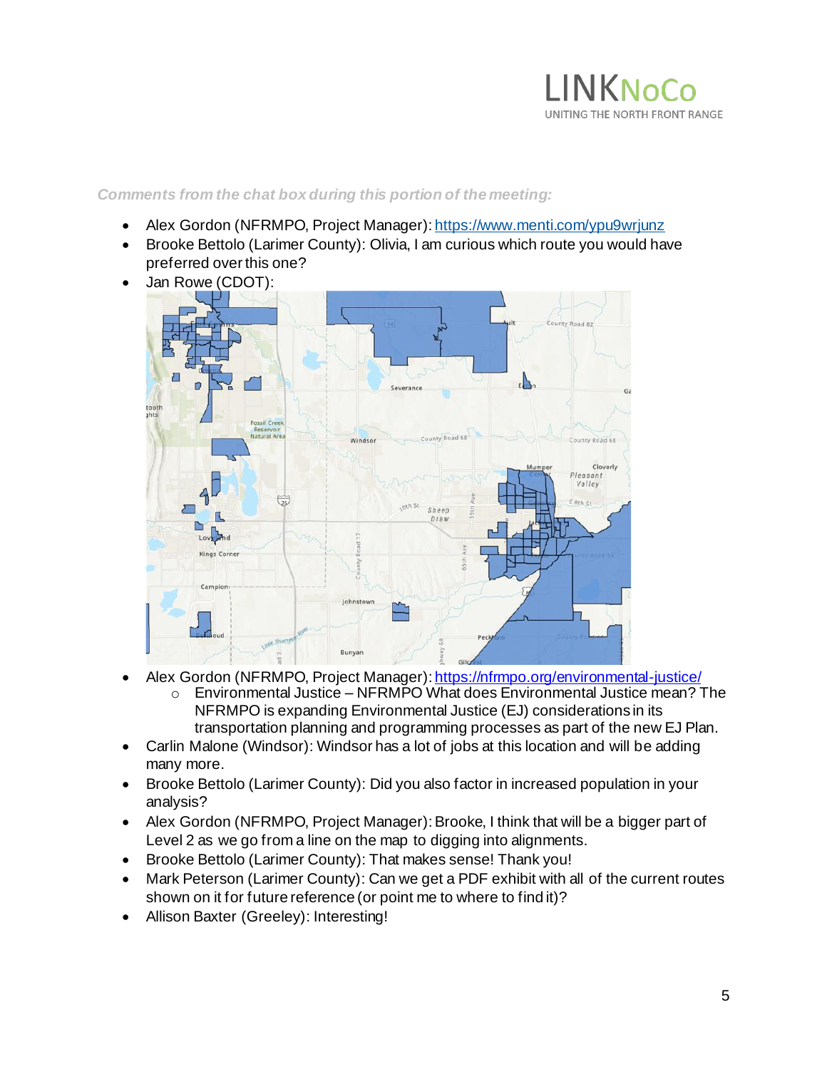*Comments from the chat box during this portion of the meeting:*

- Alex Gordon (NFRMPO, Project Manager): [https://www.menti.com/ypu9wrjunz](https://www.menti.com/ypu9wrjunz)
- Brooke Bettolo (Larimer County): Olivia, I am curious which route you would have preferred over this one?
- Jan Rowe (CDOT):
- Alex Gordon (NFRMPO, Project Manager): [https://nfrmpo.org/environmental-justice/](https://nfrmpo.org/environmental-justice/)
  - Environmental Justice – NFRMPO What does Environmental Justice mean? The NFRMPO is expanding Environmental Justice (EJ) considerations in its transportation planning and programming processes as part of the new EJ Plan.
- Carlin Malone (Windsor): Windsor has a lot of jobs at this location and will be adding many more.
- Brooke Bettolo (Larimer County): Did you also factor in increased population in your analysis?
- Alex Gordon (NFRMPO, Project Manager): Brooke, I think that will be a bigger part of Level 2 as we go from a line on the map to digging into alignments.
- Brooke Bettolo (Larimer County): That makes sense! Thank you!
- Mark Peterson (Larimer County): Can we get a PDF exhibit with all of the current routes shown on it for future reference (or point me to where to find it)?
- Allison Baxter (Greeley): Interesting!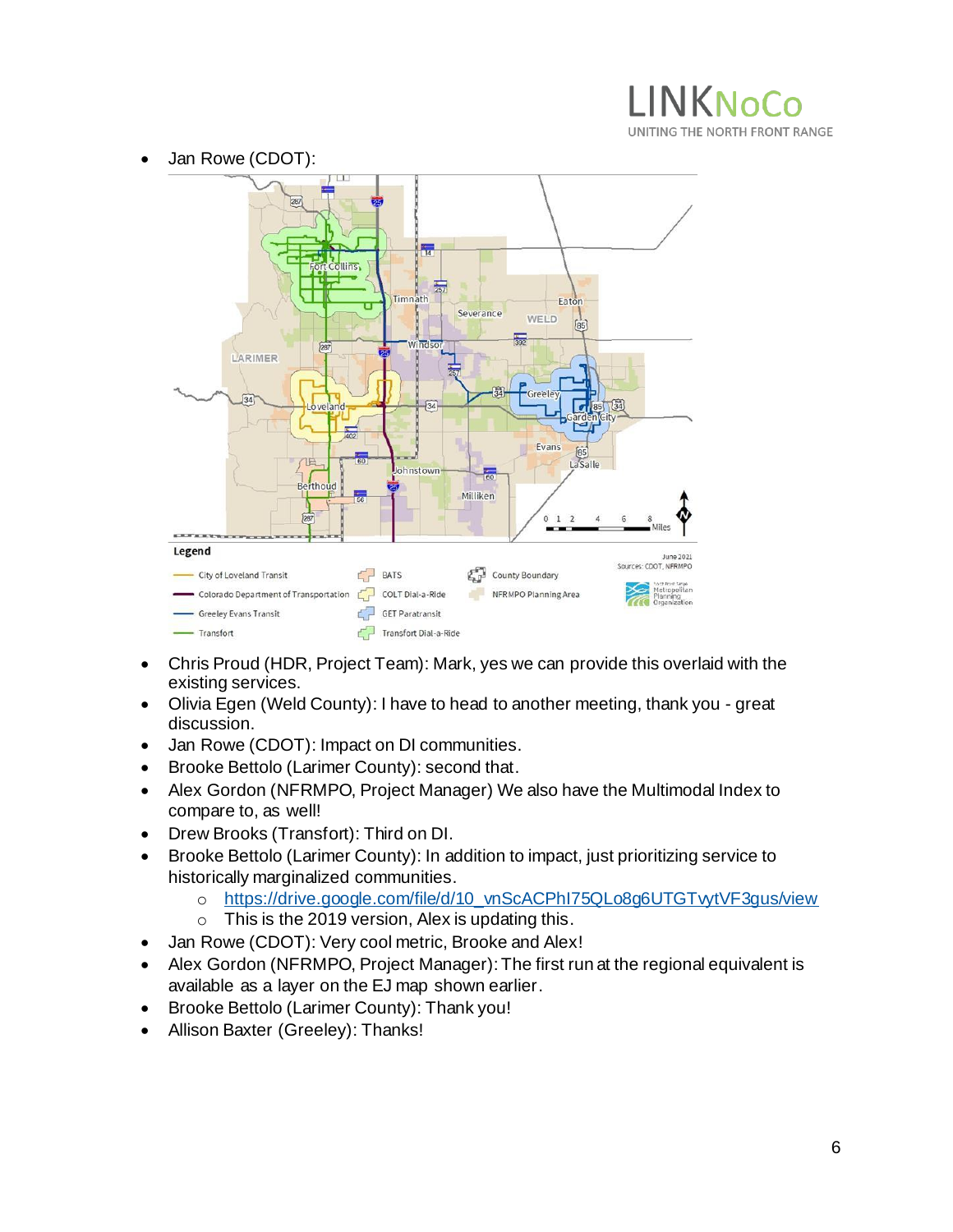- Jan Rowe (CDOT):

- Chris Proud (HDR, Project Team): Mark, yes we can provide this overlaid with the existing services.
- Olivia Egen (Weld County): I have to head to another meeting, thank you - great discussion.
- Jan Rowe (CDOT): Impact on DI communities.
- Brooke Bettolo (Larimer County): second that.
- Alex Gordon (NFRMPO, Project Manager) We also have the Multimodal Index to compare to, as well!
- Drew Brooks (Transfort): Third on DI.
- Brooke Bettolo (Larimer County): In addition to impact, just prioritizing service to historically marginalized communities.
  - https://drive.google.com/file/d/10_vnScACPhI75QLo8g6UTGTvytVF3gus/view
  - This is the 2019 version, Alex is updating this.
- Jan Rowe (CDOT): Very cool metric, Brooke and Alex!
- Alex Gordon (NFRMPO, Project Manager): The first run at the regional equivalent is available as a layer on the EJ map shown earlier.
- Brooke Bettolo (Larimer County): Thank you!
- Allison Baxter (Greeley): Thanks!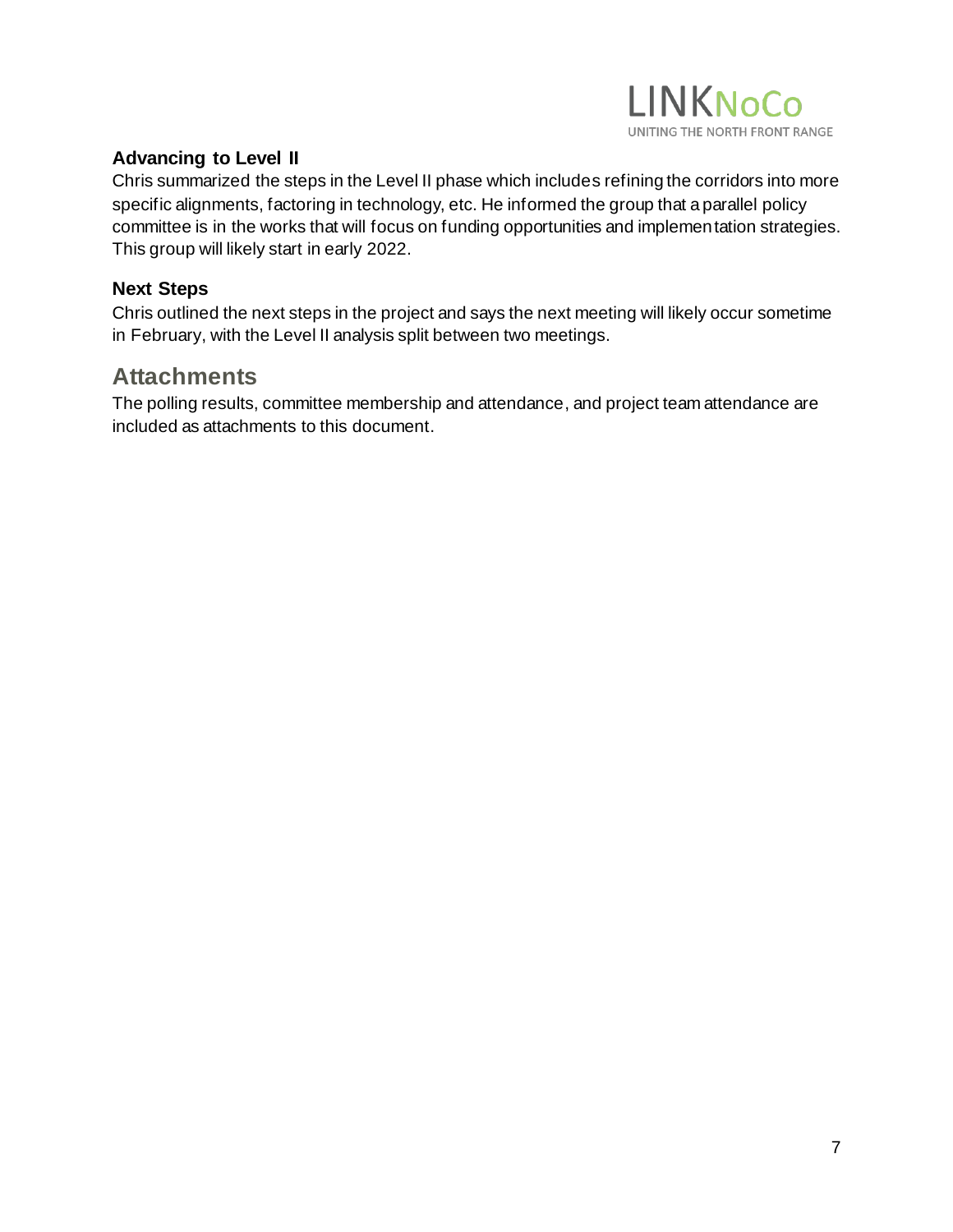### Advancing to Level II

Chris summarized the steps in the Level II phase which includes refining the corridors into more specific alignments, factoring in technology, etc. He informed the group that a parallel policy committee is in the works that will focus on funding opportunities and implementation strategies. This group will likely start in early 2022.

### Next Steps

Chris outlined the next steps in the project and says the next meeting will likely occur sometime in February, with the Level II analysis split between two meetings.

## Attachments

The polling results, committee membership and attendance, and project team attendance are included as attachments to this document.